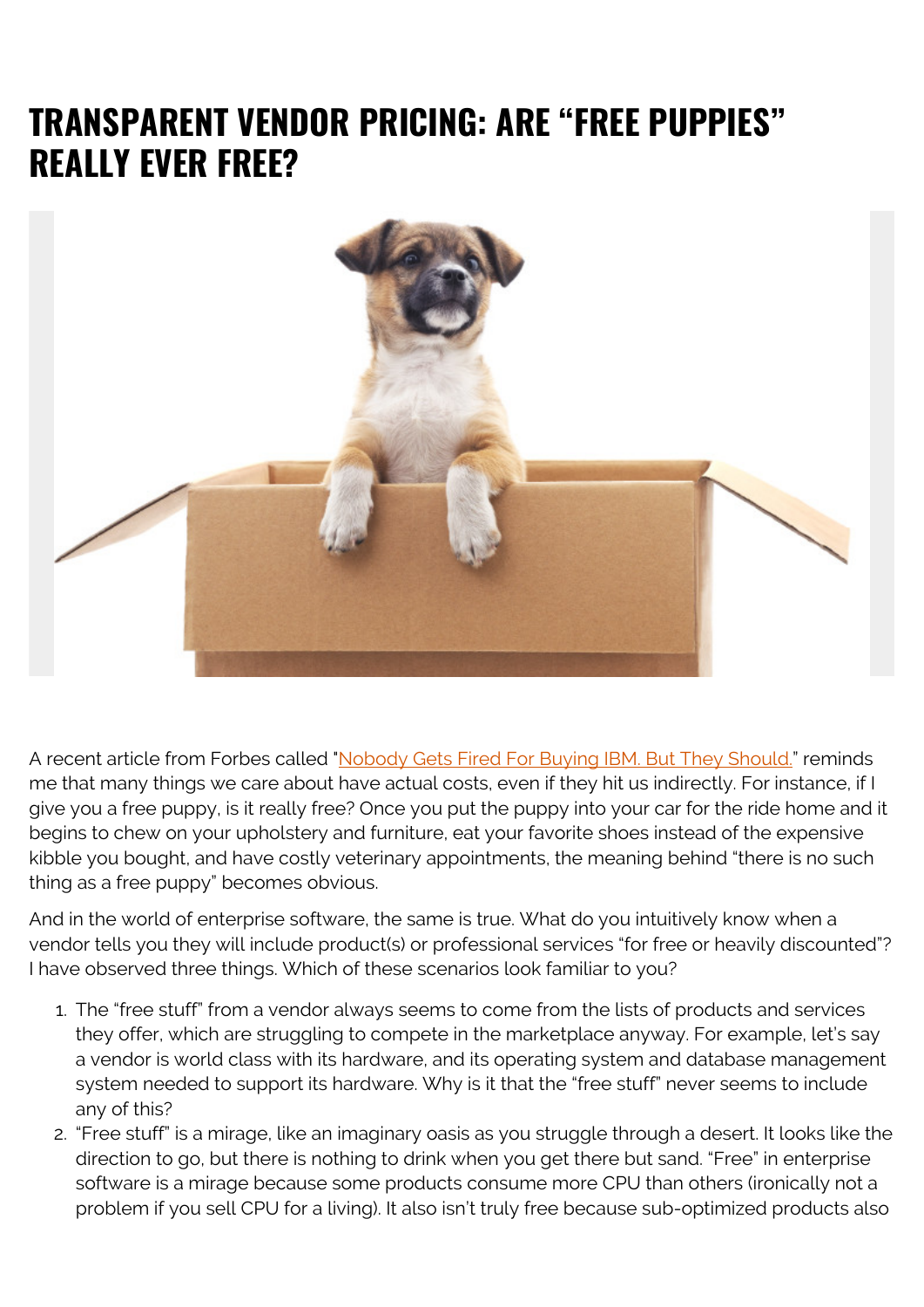# TRANSPARENT VENDOR PRICING: ARE "FREE PUPPIES" REALLY EVER FREE?

A recent article from Forbes called "[Nobody Gets Fired For Buying IBM. But They Should.]" reminds me that many things we care about have actual costs, even if they hit us indirectly. For instance, if I give you a free puppy, is it really free? Once you put the puppy into your car for the ride home and it begins to chew on your upholstery and furniture, eat your favorite shoes instead of the expensive kibble you bought, and have costly veterinary appointments, the meaning behind "there is no such thing as a free puppy" becomes obvious.

And in the world of enterprise software, the same is true. What do you intuitively know when a vendor tells you they will include product(s) or professional services "for free or heavily discounted"? I have observed three things. Which of these scenarios look familiar to you?

1. The "free stuff" from a vendor always seems to come from the lists of products and services they offer, which are struggling to compete in the marketplace anyway. For example, let's say a vendor is world class with its hardware, and its operating system and database management system needed to support its hardware. Why is it that the "free stuff" never seems to include any of this?
2. "Free stuff" is a mirage, like an imaginary oasis as you struggle through a desert. It looks like the direction to go, but there is nothing to drink when you get there but sand. "Free" in enterprise software is a mirage because some products consume more CPU than others (ironically not a problem if you sell CPU for a living). It also isn't truly free because sub-optimized products also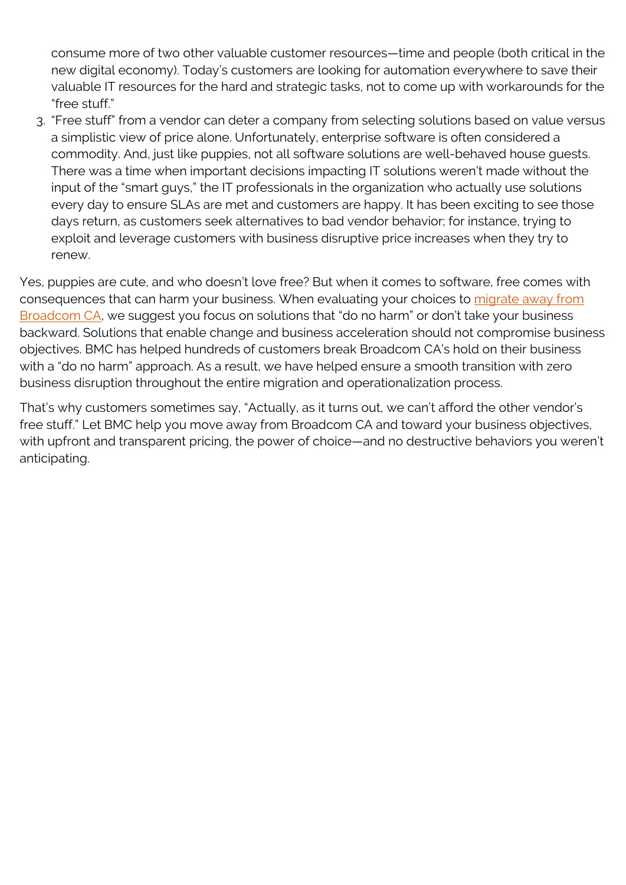consume more of two other valuable customer resources—time and people (both critical in the new digital economy). Today's customers are looking for automation everywhere to save their valuable IT resources for the hard and strategic tasks, not to come up with workarounds for the "free stuff."

3. "Free stuff" from a vendor can deter a company from selecting solutions based on value versus a simplistic view of price alone. Unfortunately, enterprise software is often considered a commodity. And, just like puppies, not all software solutions are well-behaved house guests. There was a time when important decisions impacting IT solutions weren't made without the input of the "smart guys," the IT professionals in the organization who actually use solutions every day to ensure SLAs are met and customers are happy. It has been exciting to see those days return, as customers seek alternatives to bad vendor behavior; for instance, trying to exploit and leverage customers with business disruptive price increases when they try to renew.

Yes, puppies are cute, and who doesn't love free? But when it comes to software, free comes with consequences that can harm your business. When evaluating your choices to migrate away from Broadcom CA, we suggest you focus on solutions that "do no harm" or don't take your business backward. Solutions that enable change and business acceleration should not compromise business objectives. BMC has helped hundreds of customers break Broadcom CA's hold on their business with a "do no harm" approach. As a result, we have helped ensure a smooth transition with zero business disruption throughout the entire migration and operationalization process.

That's why customers sometimes say, "Actually, as it turns out, we can't afford the other vendor's free stuff." Let BMC help you move away from Broadcom CA and toward your business objectives, with upfront and transparent pricing, the power of choice—and no destructive behaviors you weren't anticipating.